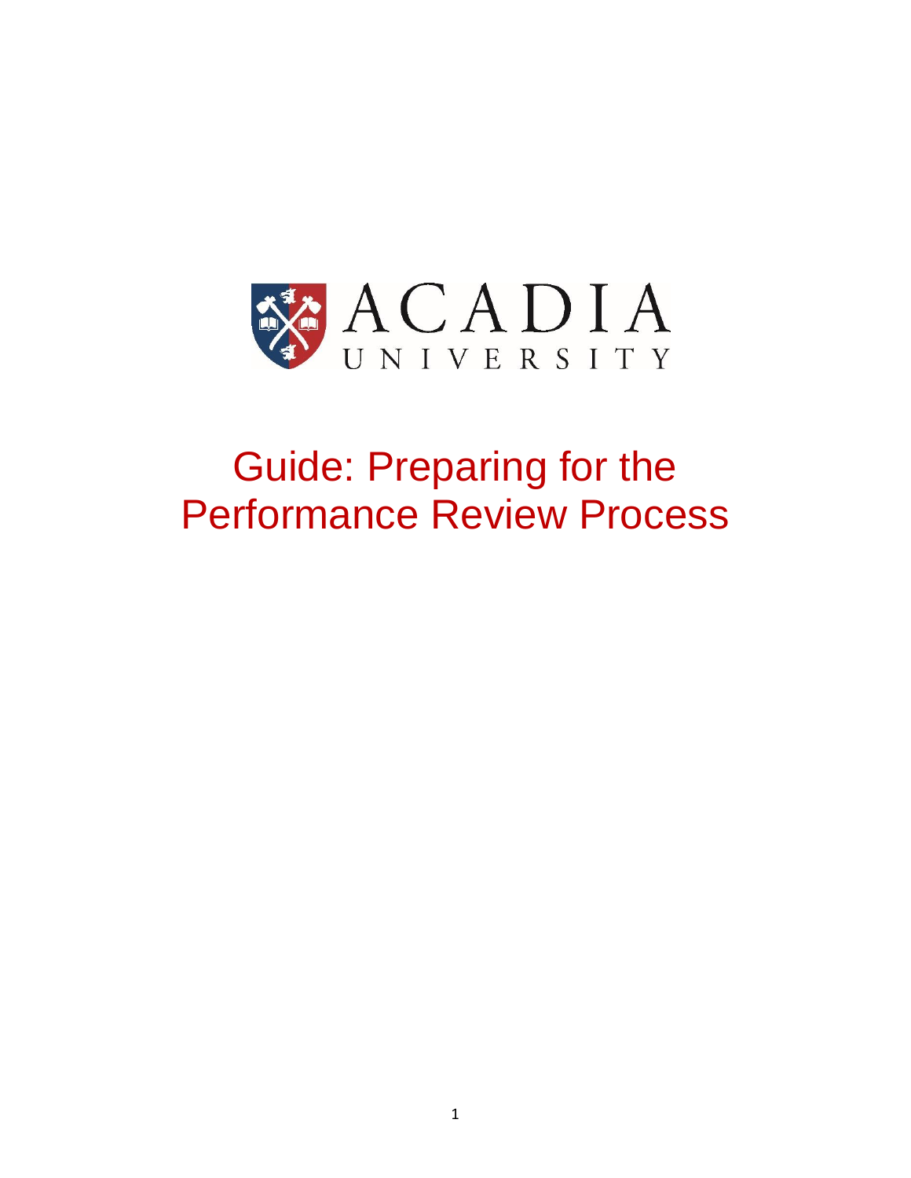ACADIA
UNIVERSITY

# Guide: Preparing for the Performance Review Process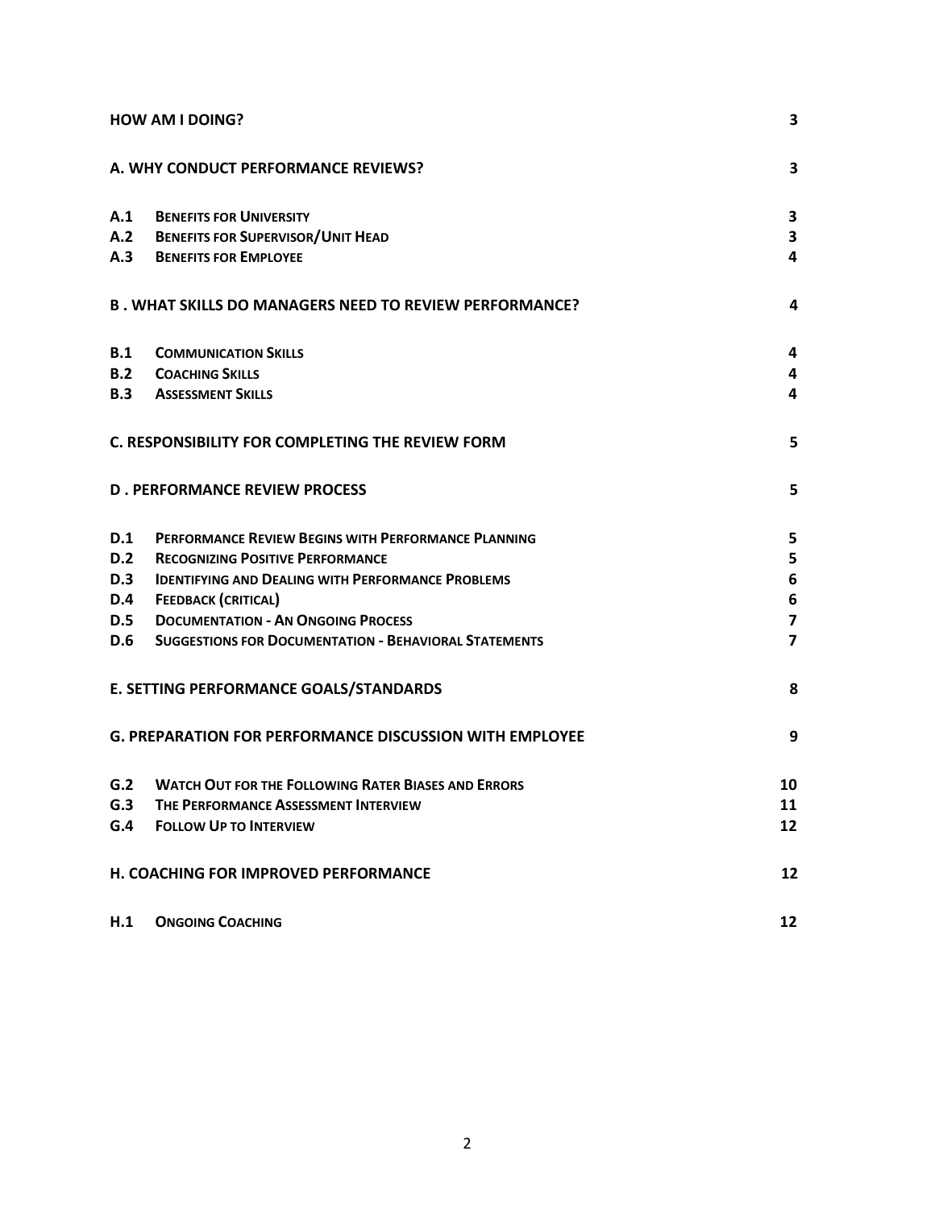| | | |
|---|---|---|
| **HOW AM I DOING?** | | **3** |
| **A. WHY CONDUCT PERFORMANCE REVIEWS?** | | **3** |
| **A.1** | **BENEFITS FOR UNIVERSITY** | **3** |
| **A.2** | **BENEFITS FOR SUPERVISOR/UNIT HEAD** | **3** |
| **A.3** | **BENEFITS FOR EMPLOYEE** | **4** |
| **B . WHAT SKILLS DO MANAGERS NEED TO REVIEW PERFORMANCE?** | | **4** |
| **B.1** | **COMMUNICATION SKILLS** | **4** |
| **B.2** | **COACHING SKILLS** | **4** |
| **B.3** | **ASSESSMENT SKILLS** | **4** |
| **C. RESPONSIBILITY FOR COMPLETING THE REVIEW FORM** | | **5** |
| **D . PERFORMANCE REVIEW PROCESS** | | **5** |
| **D.1** | **PERFORMANCE REVIEW BEGINS WITH PERFORMANCE PLANNING** | **5** |
| **D.2** | **RECOGNIZING POSITIVE PERFORMANCE** | **5** |
| **D.3** | **IDENTIFYING AND DEALING WITH PERFORMANCE PROBLEMS** | **6** |
| **D.4** | **FEEDBACK (CRITICAL)** | **6** |
| **D.5** | **DOCUMENTATION - AN ONGOING PROCESS** | **7** |
| **D.6** | **SUGGESTIONS FOR DOCUMENTATION - BEHAVIORAL STATEMENTS** | **7** |
| **E. SETTING PERFORMANCE GOALS/STANDARDS** | | **8** |
| **G. PREPARATION FOR PERFORMANCE DISCUSSION WITH EMPLOYEE** | | **9** |
| **G.2** | **WATCH OUT FOR THE FOLLOWING RATER BIASES AND ERRORS** | **10** |
| **G.3** | **THE PERFORMANCE ASSESSMENT INTERVIEW** | **11** |
| **G.4** | **FOLLOW UP TO INTERVIEW** | **12** |
| **H. COACHING FOR IMPROVED PERFORMANCE** | | **12** |
| **H.1** | **ONGOING COACHING** | **12** |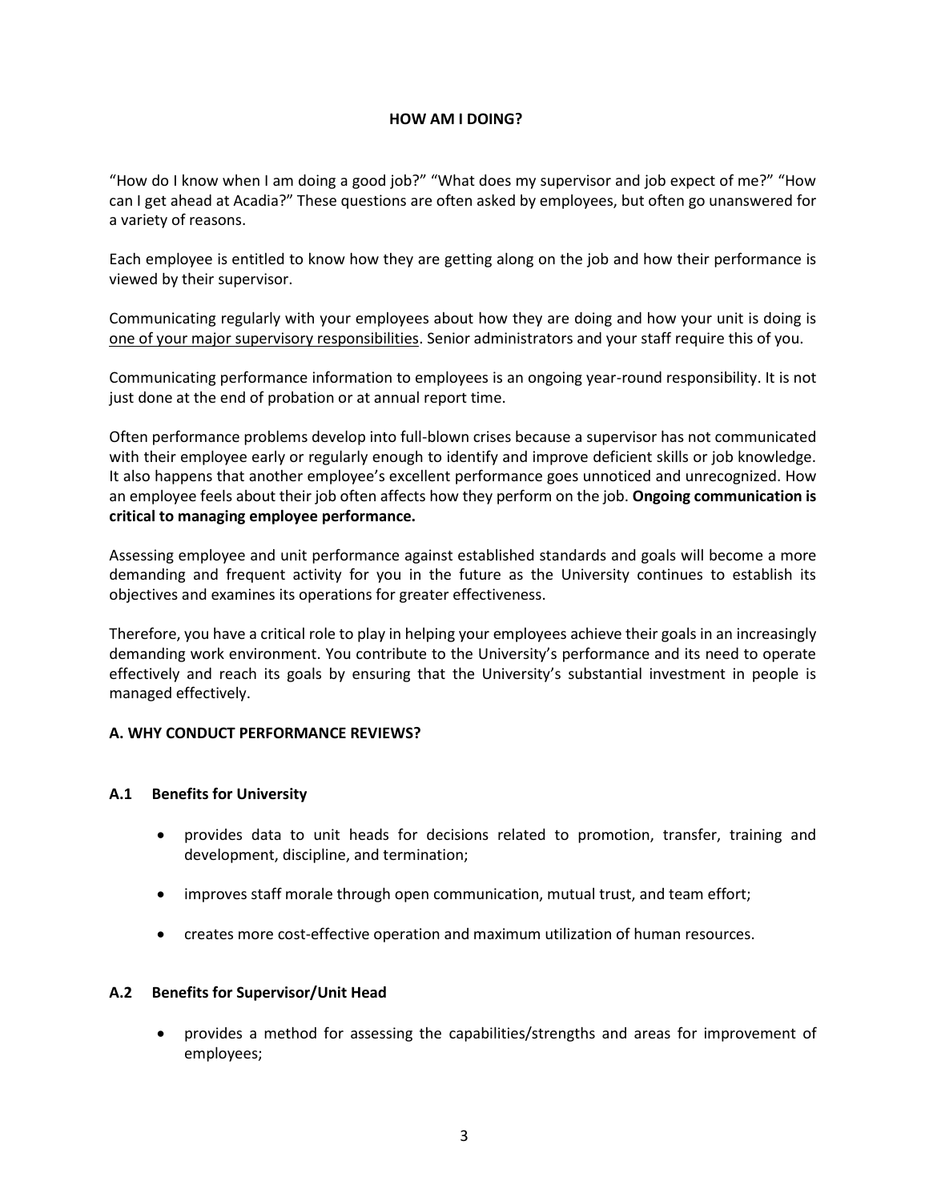## HOW AM I DOING?

"How do I know when I am doing a good job?" "What does my supervisor and job expect of me?" "How can I get ahead at Acadia?" These questions are often asked by employees, but often go unanswered for a variety of reasons.

Each employee is entitled to know how they are getting along on the job and how their performance is viewed by their supervisor.

Communicating regularly with your employees about how they are doing and how your unit is doing is <u>one of your major supervisory responsibilities</u>. Senior administrators and your staff require this of you.

Communicating performance information to employees is an ongoing year-round responsibility. It is not just done at the end of probation or at annual report time.

Often performance problems develop into full-blown crises because a supervisor has not communicated with their employee early or regularly enough to identify and improve deficient skills or job knowledge. It also happens that another employee's excellent performance goes unnoticed and unrecognized. How an employee feels about their job often affects how they perform on the job. **Ongoing communication is critical to managing employee performance.**

Assessing employee and unit performance against established standards and goals will become a more demanding and frequent activity for you in the future as the University continues to establish its objectives and examines its operations for greater effectiveness.

Therefore, you have a critical role to play in helping your employees achieve their goals in an increasingly demanding work environment. You contribute to the University's performance and its need to operate effectively and reach its goals by ensuring that the University's substantial investment in people is managed effectively.

### A. WHY CONDUCT PERFORMANCE REVIEWS?

#### A.1 Benefits for University

- provides data to unit heads for decisions related to promotion, transfer, training and development, discipline, and termination;
- improves staff morale through open communication, mutual trust, and team effort;
- creates more cost-effective operation and maximum utilization of human resources.

#### A.2 Benefits for Supervisor/Unit Head

- provides a method for assessing the capabilities/strengths and areas for improvement of employees;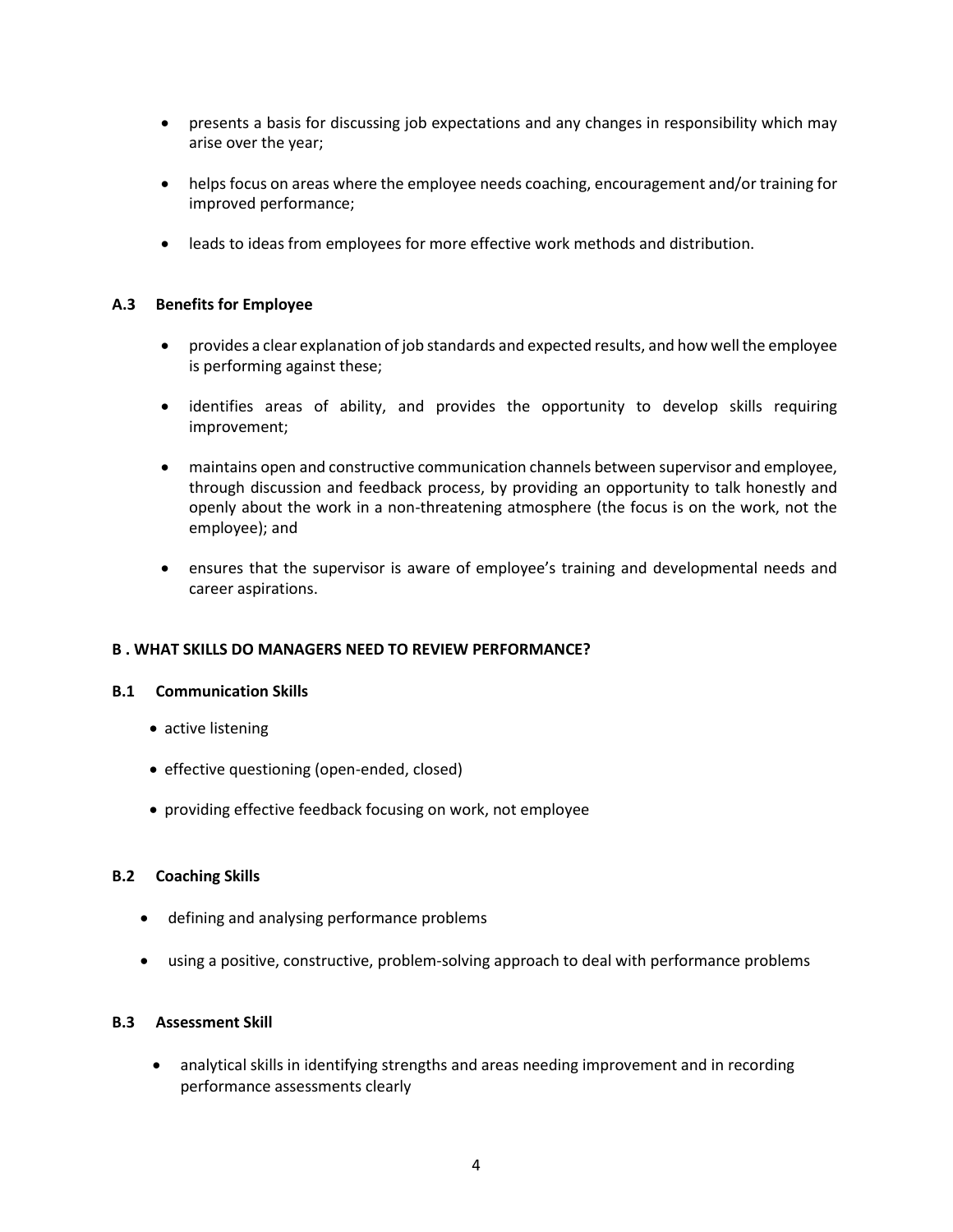- presents a basis for discussing job expectations and any changes in responsibility which may arise over the year;

- helps focus on areas where the employee needs coaching, encouragement and/or training for improved performance;

- leads to ideas from employees for more effective work methods and distribution.

### A.3 Benefits for Employee

- provides a clear explanation of job standards and expected results, and how well the employee is performing against these;

- identifies areas of ability, and provides the opportunity to develop skills requiring improvement;

- maintains open and constructive communication channels between supervisor and employee, through discussion and feedback process, by providing an opportunity to talk honestly and openly about the work in a non-threatening atmosphere (the focus is on the work, not the employee); and

- ensures that the supervisor is aware of employee's training and developmental needs and career aspirations.

## B . WHAT SKILLS DO MANAGERS NEED TO REVIEW PERFORMANCE?

### B.1 Communication Skills

- active listening

- effective questioning (open-ended, closed)

- providing effective feedback focusing on work, not employee

### B.2 Coaching Skills

- defining and analysing performance problems

- using a positive, constructive, problem-solving approach to deal with performance problems

### B.3 Assessment Skill

- analytical skills in identifying strengths and areas needing improvement and in recording performance assessments clearly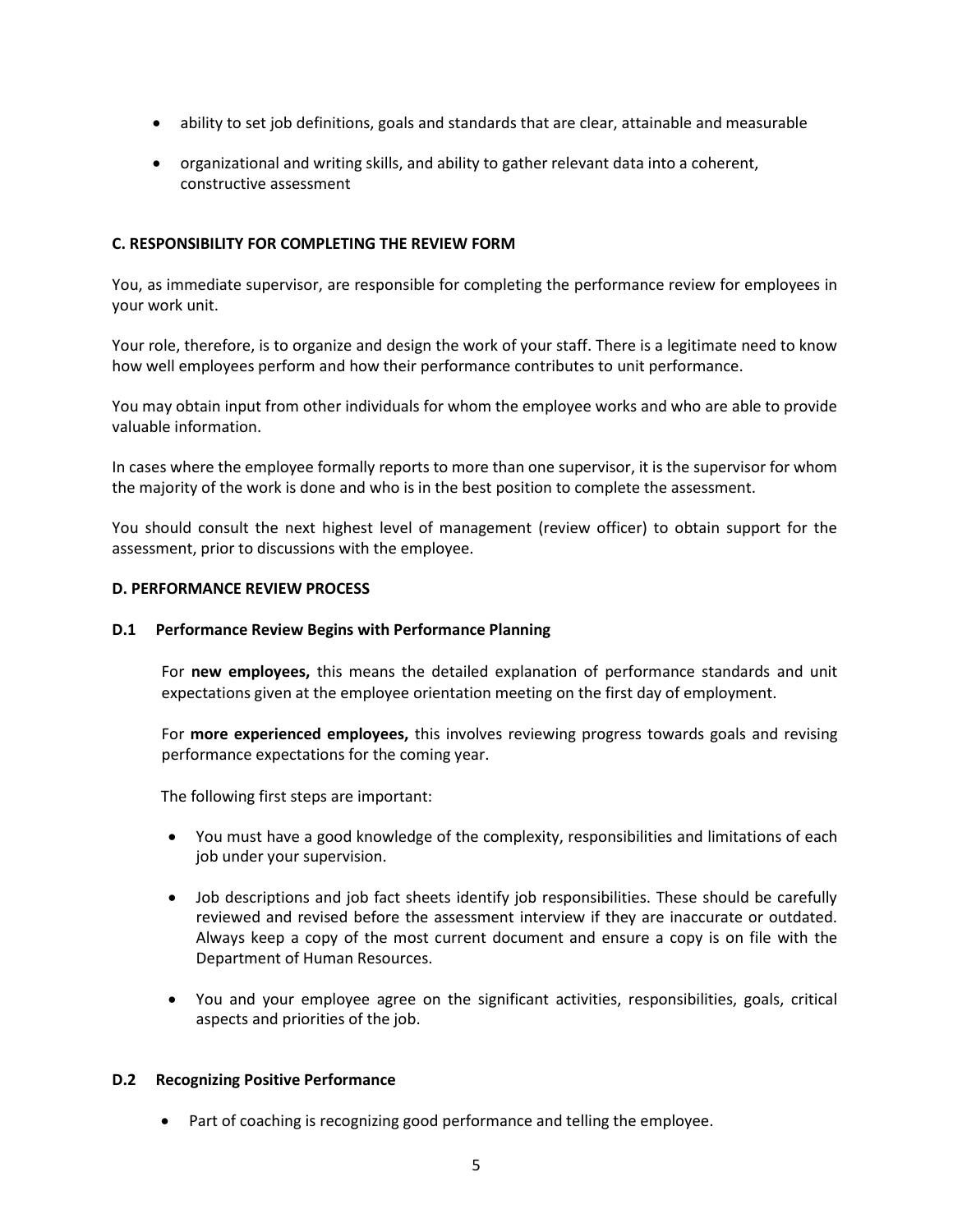- ability to set job definitions, goals and standards that are clear, attainable and measurable
- organizational and writing skills, and ability to gather relevant data into a coherent, constructive assessment

### C. RESPONSIBILITY FOR COMPLETING THE REVIEW FORM

You, as immediate supervisor, are responsible for completing the performance review for employees in your work unit.

Your role, therefore, is to organize and design the work of your staff. There is a legitimate need to know how well employees perform and how their performance contributes to unit performance.

You may obtain input from other individuals for whom the employee works and who are able to provide valuable information.

In cases where the employee formally reports to more than one supervisor, it is the supervisor for whom the majority of the work is done and who is in the best position to complete the assessment.

You should consult the next highest level of management (review officer) to obtain support for the assessment, prior to discussions with the employee.

### D. PERFORMANCE REVIEW PROCESS

#### D.1 Performance Review Begins with Performance Planning

For **new employees,** this means the detailed explanation of performance standards and unit expectations given at the employee orientation meeting on the first day of employment.

For **more experienced employees,** this involves reviewing progress towards goals and revising performance expectations for the coming year.

The following first steps are important:

- You must have a good knowledge of the complexity, responsibilities and limitations of each job under your supervision.
- Job descriptions and job fact sheets identify job responsibilities. These should be carefully reviewed and revised before the assessment interview if they are inaccurate or outdated. Always keep a copy of the most current document and ensure a copy is on file with the Department of Human Resources.
- You and your employee agree on the significant activities, responsibilities, goals, critical aspects and priorities of the job.

#### D.2 Recognizing Positive Performance

- Part of coaching is recognizing good performance and telling the employee.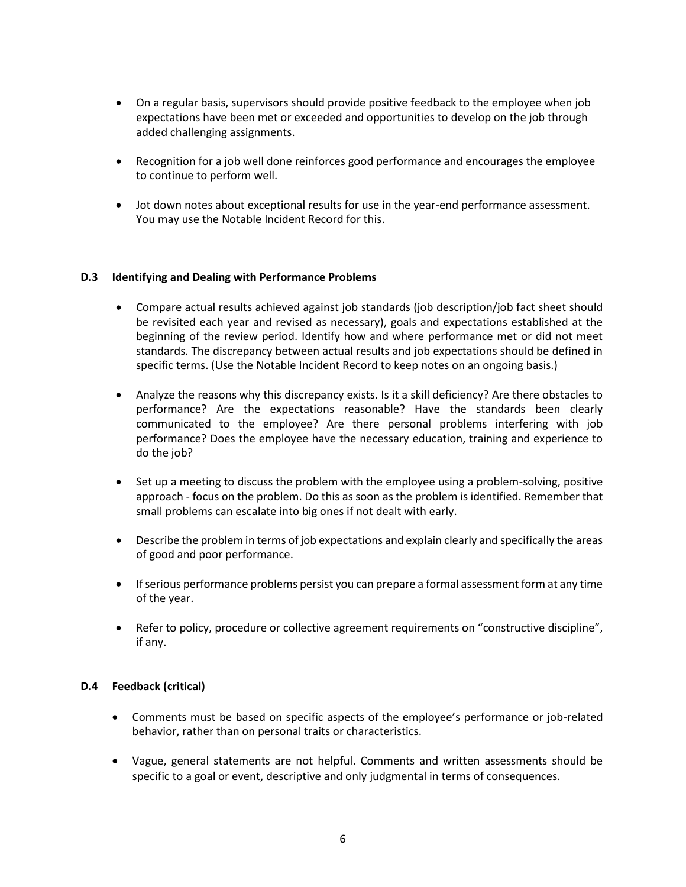- On a regular basis, supervisors should provide positive feedback to the employee when job expectations have been met or exceeded and opportunities to develop on the job through added challenging assignments.

- Recognition for a job well done reinforces good performance and encourages the employee to continue to perform well.

- Jot down notes about exceptional results for use in the year-end performance assessment. You may use the Notable Incident Record for this.

### D.3 Identifying and Dealing with Performance Problems

- Compare actual results achieved against job standards (job description/job fact sheet should be revisited each year and revised as necessary), goals and expectations established at the beginning of the review period. Identify how and where performance met or did not meet standards. The discrepancy between actual results and job expectations should be defined in specific terms. (Use the Notable Incident Record to keep notes on an ongoing basis.)

- Analyze the reasons why this discrepancy exists. Is it a skill deficiency? Are there obstacles to performance? Are the expectations reasonable? Have the standards been clearly communicated to the employee? Are there personal problems interfering with job performance? Does the employee have the necessary education, training and experience to do the job?

- Set up a meeting to discuss the problem with the employee using a problem-solving, positive approach - focus on the problem. Do this as soon as the problem is identified. Remember that small problems can escalate into big ones if not dealt with early.

- Describe the problem in terms of job expectations and explain clearly and specifically the areas of good and poor performance.

- If serious performance problems persist you can prepare a formal assessment form at any time of the year.

- Refer to policy, procedure or collective agreement requirements on "constructive discipline", if any.

### D.4 Feedback (critical)

- Comments must be based on specific aspects of the employee's performance or job-related behavior, rather than on personal traits or characteristics.

- Vague, general statements are not helpful. Comments and written assessments should be specific to a goal or event, descriptive and only judgmental in terms of consequences.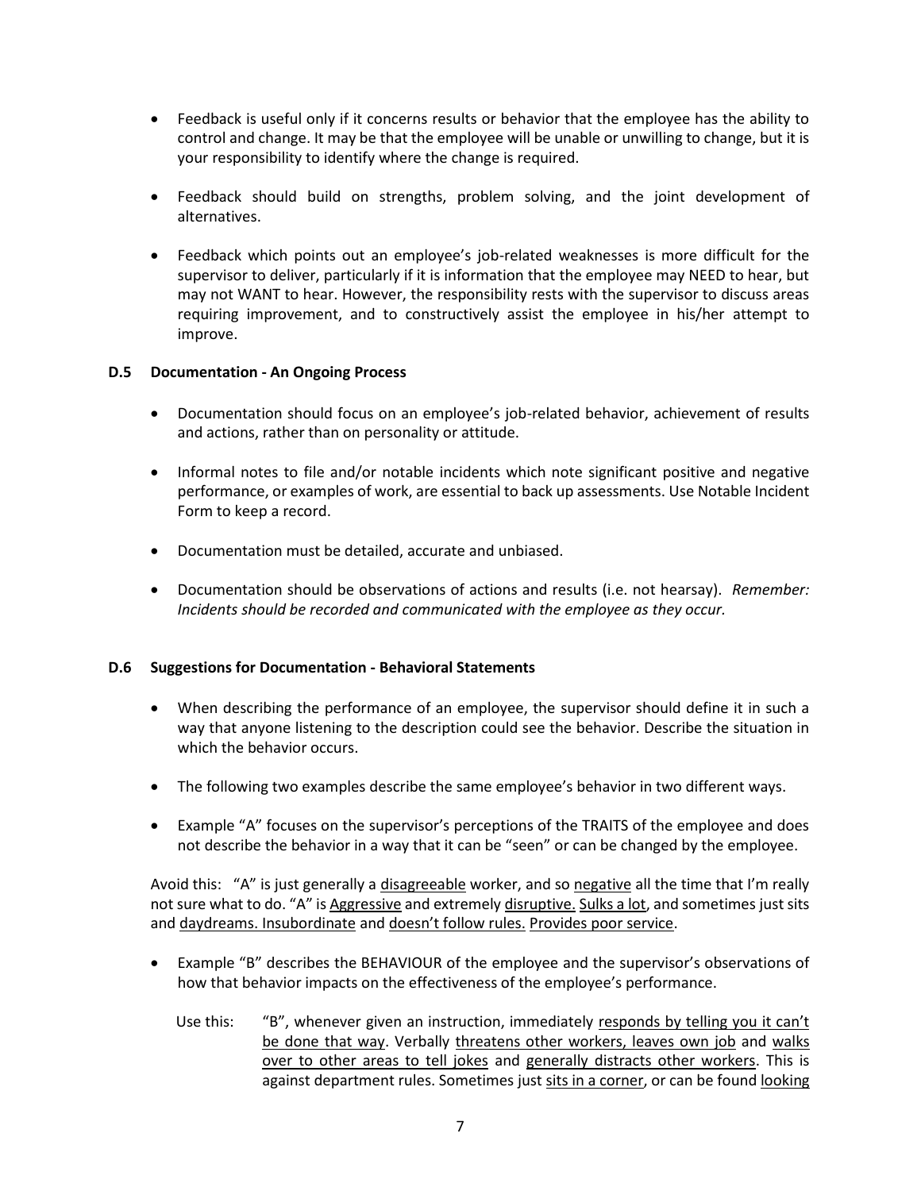- Feedback is useful only if it concerns results or behavior that the employee has the ability to control and change. It may be that the employee will be unable or unwilling to change, but it is your responsibility to identify where the change is required.

- Feedback should build on strengths, problem solving, and the joint development of alternatives.

- Feedback which points out an employee's job-related weaknesses is more difficult for the supervisor to deliver, particularly if it is information that the employee may NEED to hear, but may not WANT to hear. However, the responsibility rests with the supervisor to discuss areas requiring improvement, and to constructively assist the employee in his/her attempt to improve.

### D.5 Documentation - An Ongoing Process

- Documentation should focus on an employee's job-related behavior, achievement of results and actions, rather than on personality or attitude.

- Informal notes to file and/or notable incidents which note significant positive and negative performance, or examples of work, are essential to back up assessments. Use Notable Incident Form to keep a record.

- Documentation must be detailed, accurate and unbiased.

- Documentation should be observations of actions and results (i.e. not hearsay). *Remember: Incidents should be recorded and communicated with the employee as they occur.*

### D.6 Suggestions for Documentation - Behavioral Statements

- When describing the performance of an employee, the supervisor should define it in such a way that anyone listening to the description could see the behavior. Describe the situation in which the behavior occurs.

- The following two examples describe the same employee's behavior in two different ways.

- Example "A" focuses on the supervisor's perceptions of the TRAITS of the employee and does not describe the behavior in a way that it can be "seen" or can be changed by the employee.

Avoid this: "A" is just generally a <u>disagreeable</u> worker, and so <u>negative</u> all the time that I'm really not sure what to do. "A" is <u>Aggressive</u> and extremely <u>disruptive.</u> <u>Sulks a lot</u>, and sometimes just sits and <u>daydreams. Insubordinate</u> and <u>doesn't follow rules.</u> <u>Provides poor service</u>.

- Example "B" describes the BEHAVIOUR of the employee and the supervisor's observations of how that behavior impacts on the effectiveness of the employee's performance.

Use this: "B", whenever given an instruction, immediately <u>responds by telling you it can't be done that way</u>. Verbally <u>threatens other workers, leaves own job</u> and <u>walks over to other areas to tell jokes</u> and <u>generally distracts other workers</u>. This is against department rules. Sometimes just <u>sits in a corner</u>, or can be found <u>looking</u>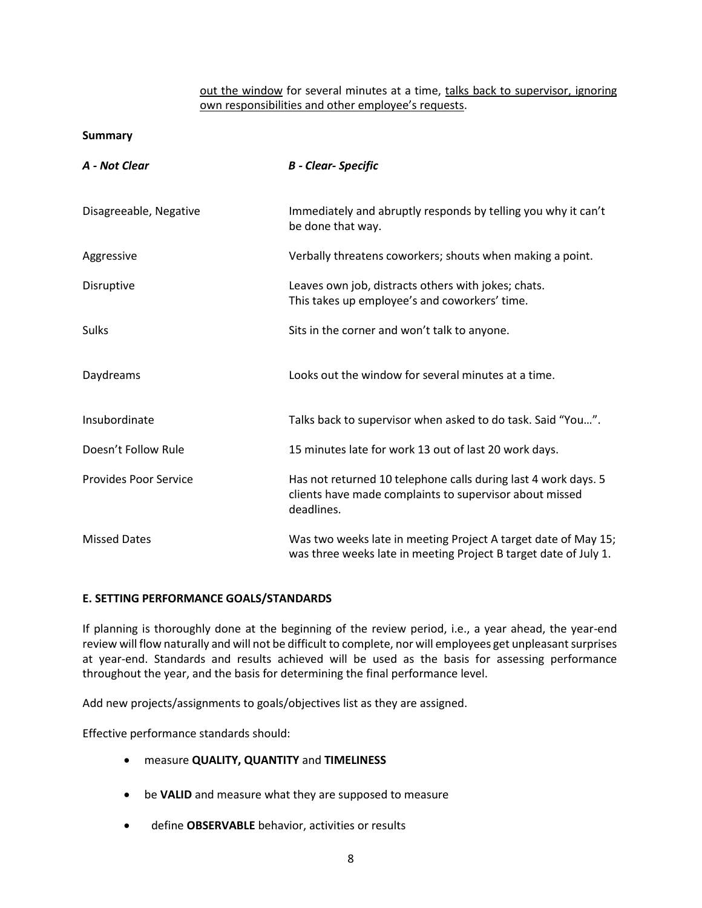out the window for several minutes at a time, talks back to supervisor, ignoring own responsibilities and other employee's requests.

**Summary**

| *A - Not Clear* | *B - Clear- Specific* |
|---|---|
| Disagreeable, Negative | Immediately and abruptly responds by telling you why it can't be done that way. |
| Aggressive | Verbally threatens coworkers; shouts when making a point. |
| Disruptive | Leaves own job, distracts others with jokes; chats. This takes up employee's and coworkers' time. |
| Sulks | Sits in the corner and won't talk to anyone. |
| Daydreams | Looks out the window for several minutes at a time. |
| Insubordinate | Talks back to supervisor when asked to do task. Said "You…". |
| Doesn't Follow Rule | 15 minutes late for work 13 out of last 20 work days. |
| Provides Poor Service | Has not returned 10 telephone calls during last 4 work days. 5 clients have made complaints to supervisor about missed deadlines. |
| Missed Dates | Was two weeks late in meeting Project A target date of May 15; was three weeks late in meeting Project B target date of July 1. |

**E. SETTING PERFORMANCE GOALS/STANDARDS**

If planning is thoroughly done at the beginning of the review period, i.e., a year ahead, the year-end review will flow naturally and will not be difficult to complete, nor will employees get unpleasant surprises at year-end. Standards and results achieved will be used as the basis for assessing performance throughout the year, and the basis for determining the final performance level.

Add new projects/assignments to goals/objectives list as they are assigned.

Effective performance standards should:

- measure **QUALITY, QUANTITY** and **TIMELINESS**
- be **VALID** and measure what they are supposed to measure
- define **OBSERVABLE** behavior, activities or results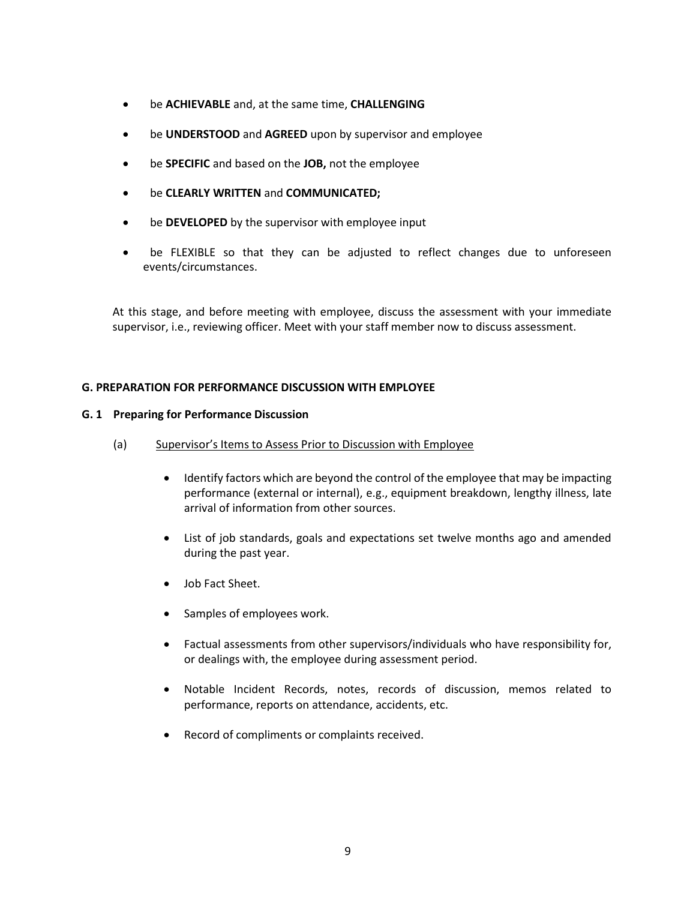- be **ACHIEVABLE** and, at the same time, **CHALLENGING**
- be **UNDERSTOOD** and **AGREED** upon by supervisor and employee
- be **SPECIFIC** and based on the **JOB,** not the employee
- be **CLEARLY WRITTEN** and **COMMUNICATED;**
- be **DEVELOPED** by the supervisor with employee input
- be FLEXIBLE so that they can be adjusted to reflect changes due to unforeseen events/circumstances.

At this stage, and before meeting with employee, discuss the assessment with your immediate supervisor, i.e., reviewing officer. Meet with your staff member now to discuss assessment.

## G. PREPARATION FOR PERFORMANCE DISCUSSION WITH EMPLOYEE

### G. 1 Preparing for Performance Discussion

(a) Supervisor's Items to Assess Prior to Discussion with Employee

- Identify factors which are beyond the control of the employee that may be impacting performance (external or internal), e.g., equipment breakdown, lengthy illness, late arrival of information from other sources.
- List of job standards, goals and expectations set twelve months ago and amended during the past year.
- Job Fact Sheet.
- Samples of employees work.
- Factual assessments from other supervisors/individuals who have responsibility for, or dealings with, the employee during assessment period.
- Notable Incident Records, notes, records of discussion, memos related to performance, reports on attendance, accidents, etc.
- Record of compliments or complaints received.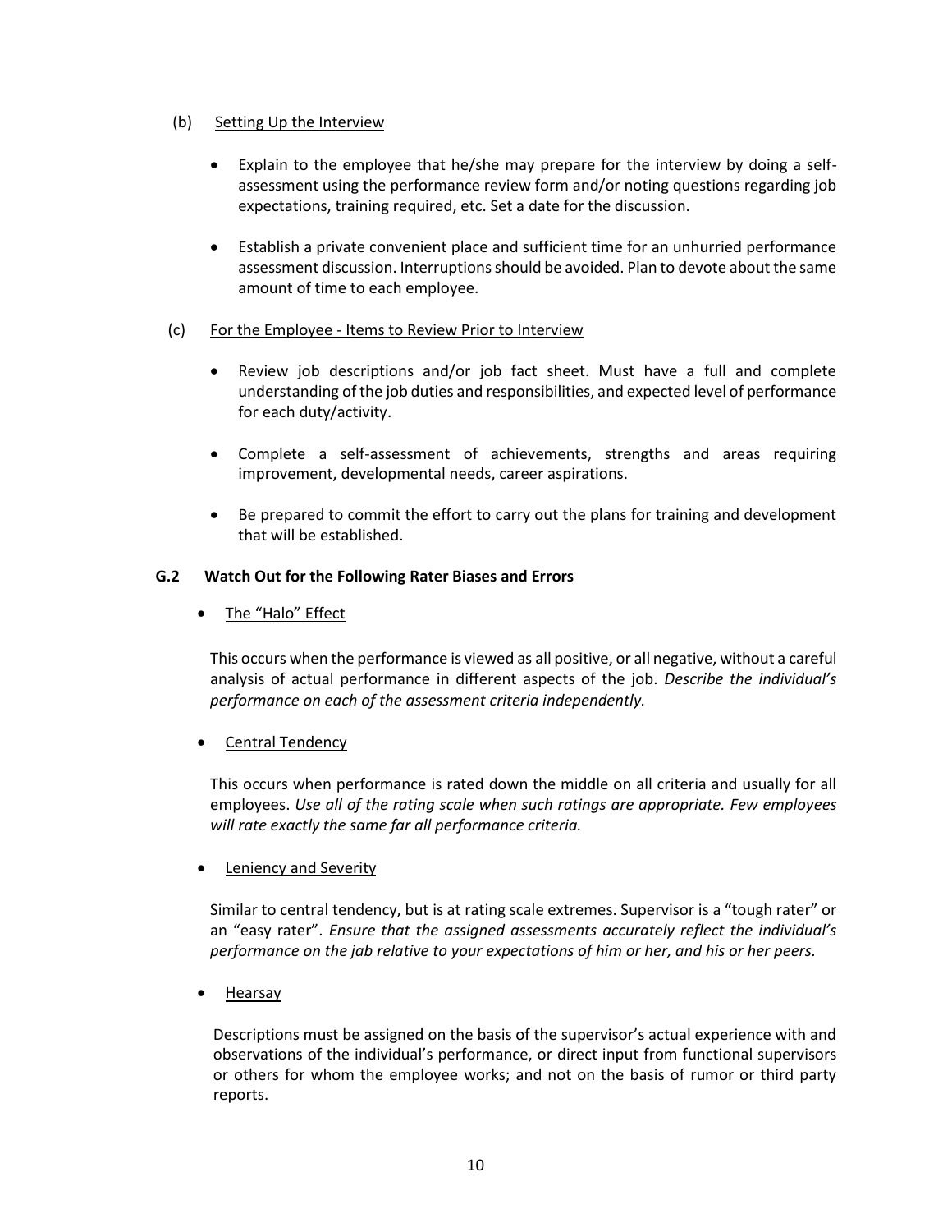(b) Setting Up the Interview

- Explain to the employee that he/she may prepare for the interview by doing a self-assessment using the performance review form and/or noting questions regarding job expectations, training required, etc. Set a date for the discussion.

- Establish a private convenient place and sufficient time for an unhurried performance assessment discussion. Interruptions should be avoided. Plan to devote about the same amount of time to each employee.

(c) For the Employee - Items to Review Prior to Interview

- Review job descriptions and/or job fact sheet. Must have a full and complete understanding of the job duties and responsibilities, and expected level of performance for each duty/activity.

- Complete a self-assessment of achievements, strengths and areas requiring improvement, developmental needs, career aspirations.

- Be prepared to commit the effort to carry out the plans for training and development that will be established.

**G.2 Watch Out for the Following Rater Biases and Errors**

- The "Halo" Effect

  This occurs when the performance is viewed as all positive, or all negative, without a careful analysis of actual performance in different aspects of the job. *Describe the individual's performance on each of the assessment criteria independently.*

- Central Tendency

  This occurs when performance is rated down the middle on all criteria and usually for all employees. *Use all of the rating scale when such ratings are appropriate. Few employees will rate exactly the same far all performance criteria.*

- Leniency and Severity

  Similar to central tendency, but is at rating scale extremes. Supervisor is a "tough rater" or an "easy rater". *Ensure that the assigned assessments accurately reflect the individual's performance on the jab relative to your expectations of him or her, and his or her peers.*

- Hearsay

  Descriptions must be assigned on the basis of the supervisor's actual experience with and observations of the individual's performance, or direct input from functional supervisors or others for whom the employee works; and not on the basis of rumor or third party reports.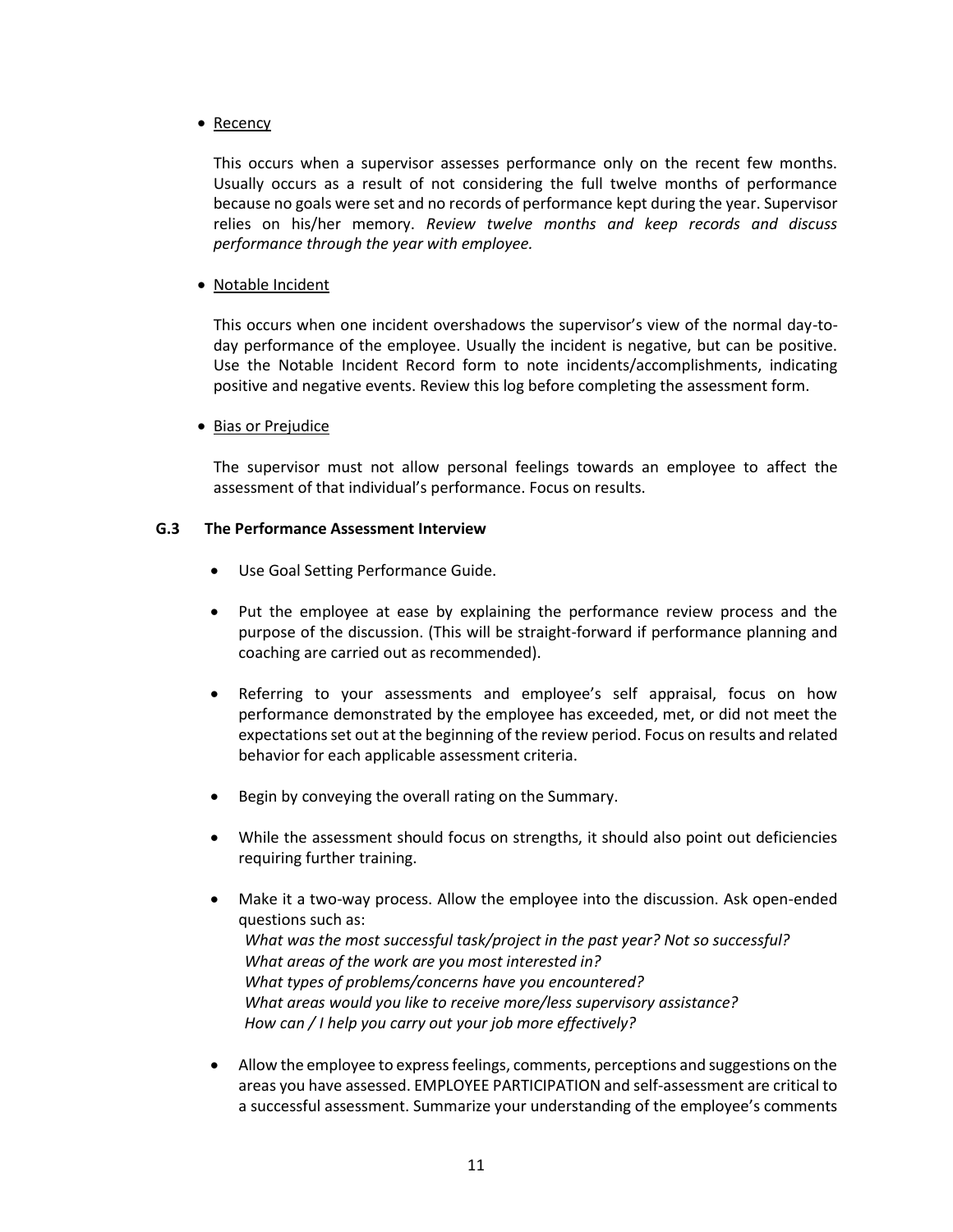- <u>Recency</u>

  This occurs when a supervisor assesses performance only on the recent few months. Usually occurs as a result of not considering the full twelve months of performance because no goals were set and no records of performance kept during the year. Supervisor relies on his/her memory. *Review twelve months and keep records and discuss performance through the year with employee.*

- <u>Notable Incident</u>

  This occurs when one incident overshadows the supervisor's view of the normal day-to-day performance of the employee. Usually the incident is negative, but can be positive. Use the Notable Incident Record form to note incidents/accomplishments, indicating positive and negative events. Review this log before completing the assessment form.

- <u>Bias or Prejudice</u>

  The supervisor must not allow personal feelings towards an employee to affect the assessment of that individual's performance. Focus on results.

### G.3 The Performance Assessment Interview

- Use Goal Setting Performance Guide.
- Put the employee at ease by explaining the performance review process and the purpose of the discussion. (This will be straight-forward if performance planning and coaching are carried out as recommended).
- Referring to your assessments and employee's self appraisal, focus on how performance demonstrated by the employee has exceeded, met, or did not meet the expectations set out at the beginning of the review period. Focus on results and related behavior for each applicable assessment criteria.
- Begin by conveying the overall rating on the Summary.
- While the assessment should focus on strengths, it should also point out deficiencies requiring further training.
- Make it a two-way process. Allow the employee into the discussion. Ask open-ended questions such as:
  *What was the most successful task/project in the past year? Not so successful?*
  *What areas of the work are you most interested in?*
  *What types of problems/concerns have you encountered?*
  *What areas would you like to receive more/less supervisory assistance?*
  *How can / I help you carry out your job more effectively?*
- Allow the employee to express feelings, comments, perceptions and suggestions on the areas you have assessed. EMPLOYEE PARTICIPATION and self-assessment are critical to a successful assessment. Summarize your understanding of the employee's comments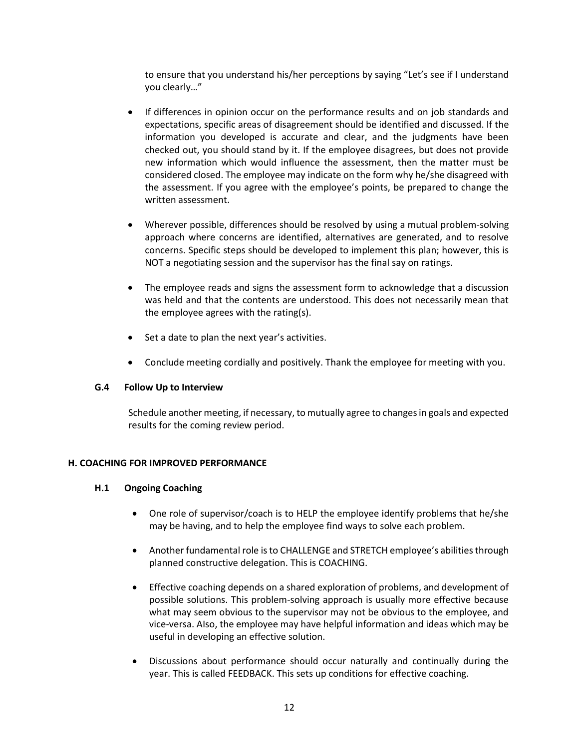to ensure that you understand his/her perceptions by saying "Let's see if I understand you clearly…"

- If differences in opinion occur on the performance results and on job standards and expectations, specific areas of disagreement should be identified and discussed. If the information you developed is accurate and clear, and the judgments have been checked out, you should stand by it. If the employee disagrees, but does not provide new information which would influence the assessment, then the matter must be considered closed. The employee may indicate on the form why he/she disagreed with the assessment. If you agree with the employee's points, be prepared to change the written assessment.

- Wherever possible, differences should be resolved by using a mutual problem-solving approach where concerns are identified, alternatives are generated, and to resolve concerns. Specific steps should be developed to implement this plan; however, this is NOT a negotiating session and the supervisor has the final say on ratings.

- The employee reads and signs the assessment form to acknowledge that a discussion was held and that the contents are understood. This does not necessarily mean that the employee agrees with the rating(s).

- Set a date to plan the next year's activities.

- Conclude meeting cordially and positively. Thank the employee for meeting with you.

### G.4 Follow Up to Interview

Schedule another meeting, if necessary, to mutually agree to changes in goals and expected results for the coming review period.

## H. COACHING FOR IMPROVED PERFORMANCE

### H.1 Ongoing Coaching

- One role of supervisor/coach is to HELP the employee identify problems that he/she may be having, and to help the employee find ways to solve each problem.

- Another fundamental role is to CHALLENGE and STRETCH employee's abilities through planned constructive delegation. This is COACHING.

- Effective coaching depends on a shared exploration of problems, and development of possible solutions. This problem-solving approach is usually more effective because what may seem obvious to the supervisor may not be obvious to the employee, and vice-versa. Also, the employee may have helpful information and ideas which may be useful in developing an effective solution.

- Discussions about performance should occur naturally and continually during the year. This is called FEEDBACK. This sets up conditions for effective coaching.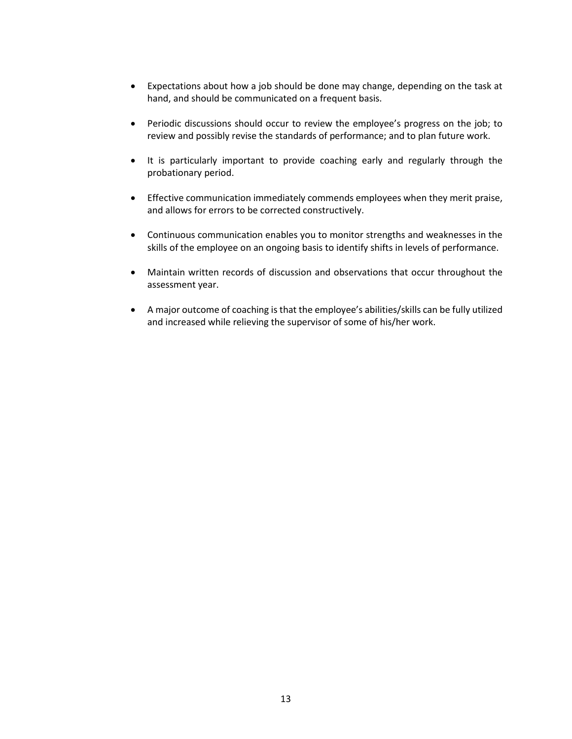- Expectations about how a job should be done may change, depending on the task at hand, and should be communicated on a frequent basis.

- Periodic discussions should occur to review the employee's progress on the job; to review and possibly revise the standards of performance; and to plan future work.

- It is particularly important to provide coaching early and regularly through the probationary period.

- Effective communication immediately commends employees when they merit praise, and allows for errors to be corrected constructively.

- Continuous communication enables you to monitor strengths and weaknesses in the skills of the employee on an ongoing basis to identify shifts in levels of performance.

- Maintain written records of discussion and observations that occur throughout the assessment year.

- A major outcome of coaching is that the employee's abilities/skills can be fully utilized and increased while relieving the supervisor of some of his/her work.